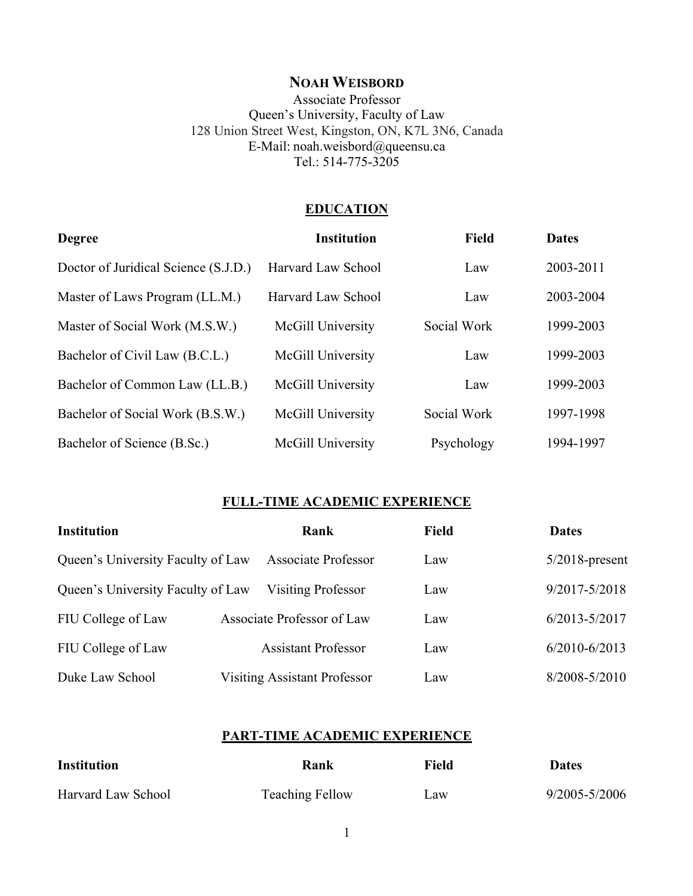# **NOAH WEISBORD**

Associate Professor
Queen's University, Faculty of Law
128 Union Street West, Kingston, ON, K7L 3N6, Canada
E-Mail: noah.weisbord@queensu.ca
Tel.: 514-775-3205

## EDUCATION

| **Degree** | **Institution** | **Field** | **Dates** |
|---|---|---|---|
| Doctor of Juridical Science (S.J.D.) | Harvard Law School | Law | 2003-2011 |
| Master of Laws Program (LL.M.) | Harvard Law School | Law | 2003-2004 |
| Master of Social Work (M.S.W.) | McGill University | Social Work | 1999-2003 |
| Bachelor of Civil Law (B.C.L.) | McGill University | Law | 1999-2003 |
| Bachelor of Common Law (LL.B.) | McGill University | Law | 1999-2003 |
| Bachelor of Social Work (B.S.W.) | McGill University | Social Work | 1997-1998 |
| Bachelor of Science (B.Sc.) | McGill University | Psychology | 1994-1997 |

## FULL-TIME ACADEMIC EXPERIENCE

| **Institution** | **Rank** | **Field** | **Dates** |
|---|---|---|---|
| Queen's University Faculty of Law | Associate Professor | Law | 5/2018-present |
| Queen's University Faculty of Law | Visiting Professor | Law | 9/2017-5/2018 |
| FIU College of Law | Associate Professor of Law | Law | 6/2013-5/2017 |
| FIU College of Law | Assistant Professor | Law | 6/2010-6/2013 |
| Duke Law School | Visiting Assistant Professor | Law | 8/2008-5/2010 |

## PART-TIME ACADEMIC EXPERIENCE

| **Institution** | **Rank** | **Field** | **Dates** |
|---|---|---|---|
| Harvard Law School | Teaching Fellow | Law | 9/2005-5/2006 |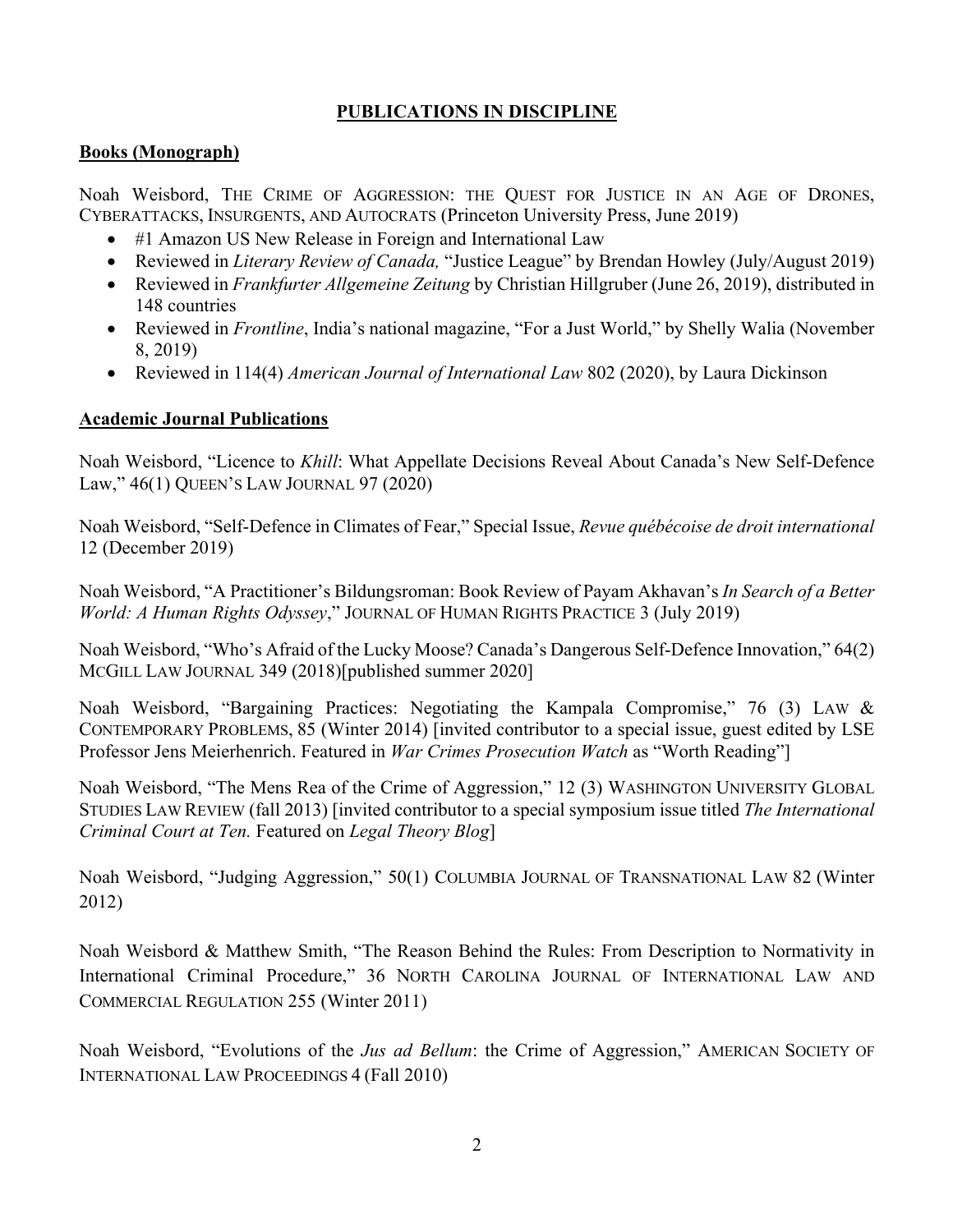## PUBLICATIONS IN DISCIPLINE

### Books (Monograph)

Noah Weisbord, THE CRIME OF AGGRESSION: THE QUEST FOR JUSTICE IN AN AGE OF DRONES, CYBERATTACKS, INSURGENTS, AND AUTOCRATS (Princeton University Press, June 2019)

- #1 Amazon US New Release in Foreign and International Law
- Reviewed in *Literary Review of Canada,* "Justice League" by Brendan Howley (July/August 2019)
- Reviewed in *Frankfurter Allgemeine Zeitung* by Christian Hillgruber (June 26, 2019), distributed in 148 countries
- Reviewed in *Frontline*, India's national magazine, "For a Just World," by Shelly Walia (November 8, 2019)
- Reviewed in 114(4) *American Journal of International Law* 802 (2020), by Laura Dickinson

### Academic Journal Publications

Noah Weisbord, "Licence to *Khill*: What Appellate Decisions Reveal About Canada's New Self-Defence Law," 46(1) QUEEN'S LAW JOURNAL 97 (2020)

Noah Weisbord, "Self-Defence in Climates of Fear," Special Issue, *Revue québécoise de droit international* 12 (December 2019)

Noah Weisbord, "A Practitioner's Bildungsroman: Book Review of Payam Akhavan's *In Search of a Better World: A Human Rights Odyssey*," JOURNAL OF HUMAN RIGHTS PRACTICE 3 (July 2019)

Noah Weisbord, "Who's Afraid of the Lucky Moose? Canada's Dangerous Self-Defence Innovation," 64(2) MCGILL LAW JOURNAL 349 (2018)[published summer 2020]

Noah Weisbord, "Bargaining Practices: Negotiating the Kampala Compromise," 76 (3) LAW & CONTEMPORARY PROBLEMS, 85 (Winter 2014) [invited contributor to a special issue, guest edited by LSE Professor Jens Meierhenrich. Featured in *War Crimes Prosecution Watch* as "Worth Reading"]

Noah Weisbord, "The Mens Rea of the Crime of Aggression," 12 (3) WASHINGTON UNIVERSITY GLOBAL STUDIES LAW REVIEW (fall 2013) [invited contributor to a special symposium issue titled *The International Criminal Court at Ten.* Featured on *Legal Theory Blog*]

Noah Weisbord, "Judging Aggression," 50(1) COLUMBIA JOURNAL OF TRANSNATIONAL LAW 82 (Winter 2012)

Noah Weisbord & Matthew Smith, "The Reason Behind the Rules: From Description to Normativity in International Criminal Procedure," 36 NORTH CAROLINA JOURNAL OF INTERNATIONAL LAW AND COMMERCIAL REGULATION 255 (Winter 2011)

Noah Weisbord, "Evolutions of the *Jus ad Bellum*: the Crime of Aggression," AMERICAN SOCIETY OF INTERNATIONAL LAW PROCEEDINGS 4 (Fall 2010)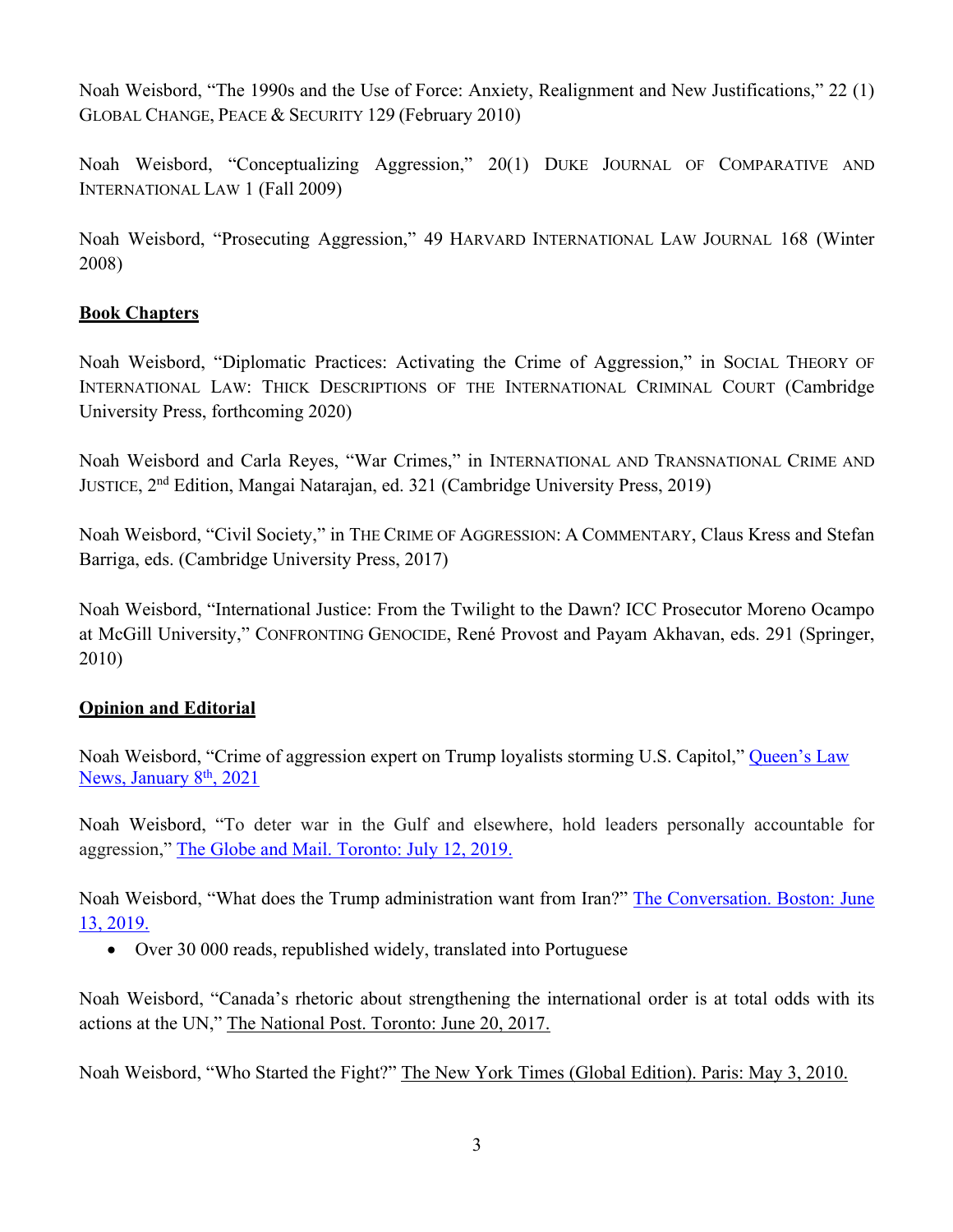Noah Weisbord, "The 1990s and the Use of Force: Anxiety, Realignment and New Justifications," 22 (1) GLOBAL CHANGE, PEACE & SECURITY 129 (February 2010)

Noah Weisbord, "Conceptualizing Aggression," 20(1) DUKE JOURNAL OF COMPARATIVE AND INTERNATIONAL LAW 1 (Fall 2009)

Noah Weisbord, "Prosecuting Aggression," 49 HARVARD INTERNATIONAL LAW JOURNAL 168 (Winter 2008)

**Book Chapters**

Noah Weisbord, "Diplomatic Practices: Activating the Crime of Aggression," in SOCIAL THEORY OF INTERNATIONAL LAW: THICK DESCRIPTIONS OF THE INTERNATIONAL CRIMINAL COURT (Cambridge University Press, forthcoming 2020)

Noah Weisbord and Carla Reyes, "War Crimes," in INTERNATIONAL AND TRANSNATIONAL CRIME AND JUSTICE, 2nd Edition, Mangai Natarajan, ed. 321 (Cambridge University Press, 2019)

Noah Weisbord, "Civil Society," in THE CRIME OF AGGRESSION: A COMMENTARY, Claus Kress and Stefan Barriga, eds. (Cambridge University Press, 2017)

Noah Weisbord, "International Justice: From the Twilight to the Dawn? ICC Prosecutor Moreno Ocampo at McGill University," CONFRONTING GENOCIDE, René Provost and Payam Akhavan, eds. 291 (Springer, 2010)

**Opinion and Editorial**

Noah Weisbord, "Crime of aggression expert on Trump loyalists storming U.S. Capitol," Queen's Law News, January 8th, 2021

Noah Weisbord, "To deter war in the Gulf and elsewhere, hold leaders personally accountable for aggression," The Globe and Mail. Toronto: July 12, 2019.

Noah Weisbord, "What does the Trump administration want from Iran?" The Conversation. Boston: June 13, 2019.

- Over 30 000 reads, republished widely, translated into Portuguese

Noah Weisbord, "Canada's rhetoric about strengthening the international order is at total odds with its actions at the UN," The National Post. Toronto: June 20, 2017.

Noah Weisbord, "Who Started the Fight?" The New York Times (Global Edition). Paris: May 3, 2010.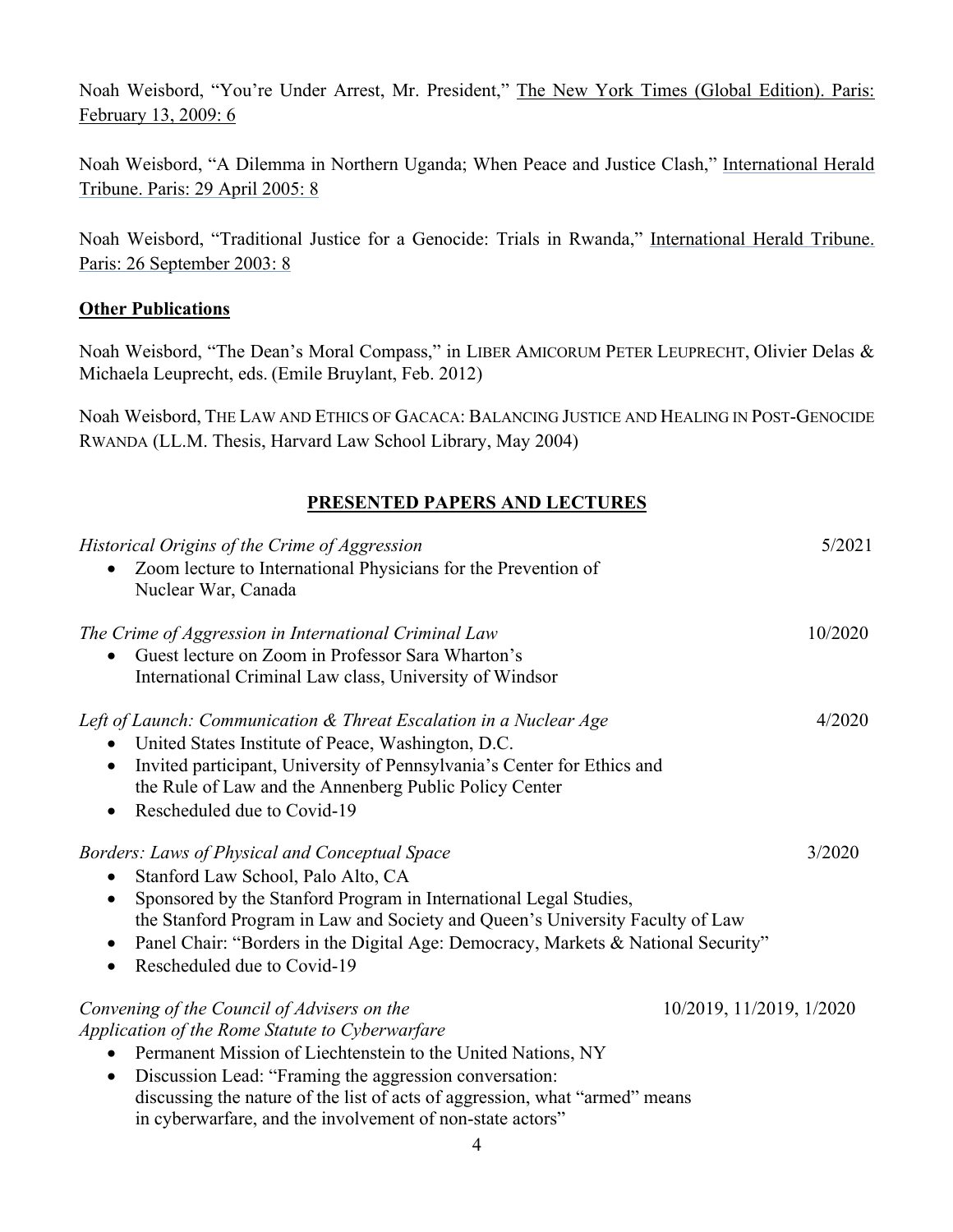Noah Weisbord, "You're Under Arrest, Mr. President," The New York Times (Global Edition). Paris: February 13, 2009: 6

Noah Weisbord, "A Dilemma in Northern Uganda; When Peace and Justice Clash," International Herald Tribune. Paris: 29 April 2005: 8

Noah Weisbord, "Traditional Justice for a Genocide: Trials in Rwanda," International Herald Tribune. Paris: 26 September 2003: 8

**Other Publications**

Noah Weisbord, "The Dean's Moral Compass," in LIBER AMICORUM PETER LEUPRECHT, Olivier Delas & Michaela Leuprecht, eds. (Emile Bruylant, Feb. 2012)

Noah Weisbord, THE LAW AND ETHICS OF GACACA: BALANCING JUSTICE AND HEALING IN POST-GENOCIDE RWANDA (LL.M. Thesis, Harvard Law School Library, May 2004)

## PRESENTED PAPERS AND LECTURES

*Historical Origins of the Crime of Aggression* — 5/2021

- Zoom lecture to International Physicians for the Prevention of Nuclear War, Canada

*The Crime of Aggression in International Criminal Law* — 10/2020

- Guest lecture on Zoom in Professor Sara Wharton's International Criminal Law class, University of Windsor

*Left of Launch: Communication & Threat Escalation in a Nuclear Age* — 4/2020

- United States Institute of Peace, Washington, D.C.
- Invited participant, University of Pennsylvania's Center for Ethics and the Rule of Law and the Annenberg Public Policy Center
- Rescheduled due to Covid-19

*Borders: Laws of Physical and Conceptual Space* — 3/2020

- Stanford Law School, Palo Alto, CA
- Sponsored by the Stanford Program in International Legal Studies, the Stanford Program in Law and Society and Queen's University Faculty of Law
- Panel Chair: "Borders in the Digital Age: Democracy, Markets & National Security"
- Rescheduled due to Covid-19

*Convening of the Council of Advisers on the Application of the Rome Statute to Cyberwarfare* — 10/2019, 11/2019, 1/2020

- Permanent Mission of Liechtenstein to the United Nations, NY
- Discussion Lead: "Framing the aggression conversation: discussing the nature of the list of acts of aggression, what "armed" means in cyberwarfare, and the involvement of non-state actors"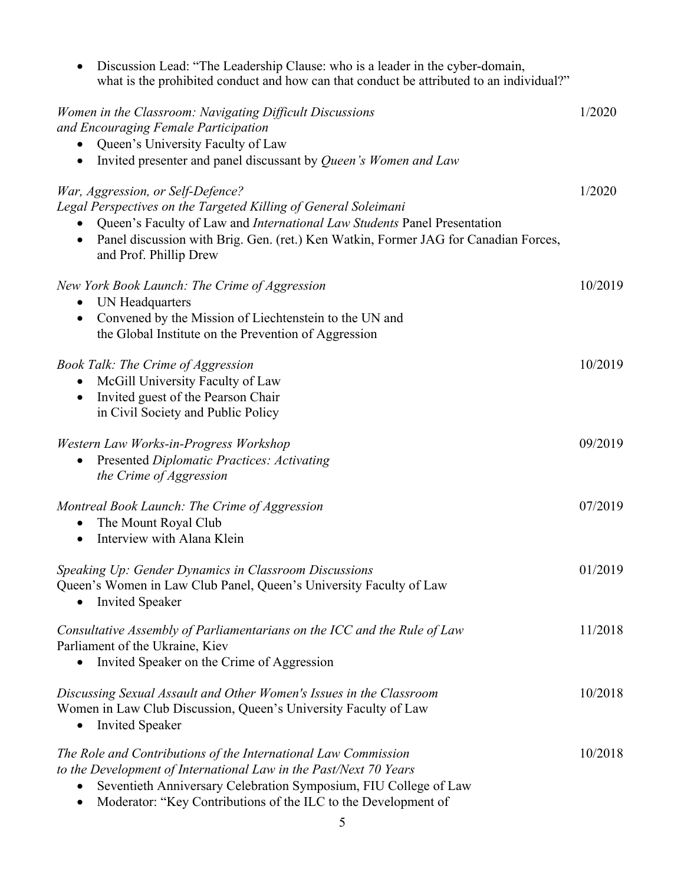- Discussion Lead: "The Leadership Clause: who is a leader in the cyber-domain, what is the prohibited conduct and how can that conduct be attributed to an individual?"

*Women in the Classroom: Navigating Difficult Discussions and Encouraging Female Participation* — 1/2020

- Queen's University Faculty of Law
- Invited presenter and panel discussant by *Queen's Women and Law*

*War, Aggression, or Self-Defence? Legal Perspectives on the Targeted Killing of General Soleimani* — 1/2020

- Queen's Faculty of Law and *International Law Students* Panel Presentation
- Panel discussion with Brig. Gen. (ret.) Ken Watkin, Former JAG for Canadian Forces, and Prof. Phillip Drew

*New York Book Launch: The Crime of Aggression* — 10/2019

- UN Headquarters
- Convened by the Mission of Liechtenstein to the UN and the Global Institute on the Prevention of Aggression

*Book Talk: The Crime of Aggression* — 10/2019

- McGill University Faculty of Law
- Invited guest of the Pearson Chair in Civil Society and Public Policy

*Western Law Works-in-Progress Workshop* — 09/2019

- Presented *Diplomatic Practices: Activating the Crime of Aggression*

*Montreal Book Launch: The Crime of Aggression* — 07/2019

- The Mount Royal Club
- Interview with Alana Klein

*Speaking Up: Gender Dynamics in Classroom Discussions* — 01/2019
Queen's Women in Law Club Panel, Queen's University Faculty of Law

- Invited Speaker

*Consultative Assembly of Parliamentarians on the ICC and the Rule of Law* — 11/2018
Parliament of the Ukraine, Kiev

- Invited Speaker on the Crime of Aggression

*Discussing Sexual Assault and Other Women's Issues in the Classroom* — 10/2018
Women in Law Club Discussion, Queen's University Faculty of Law

- Invited Speaker

*The Role and Contributions of the International Law Commission to the Development of International Law in the Past/Next 70 Years* — 10/2018

- Seventieth Anniversary Celebration Symposium, FIU College of Law
- Moderator: "Key Contributions of the ILC to the Development of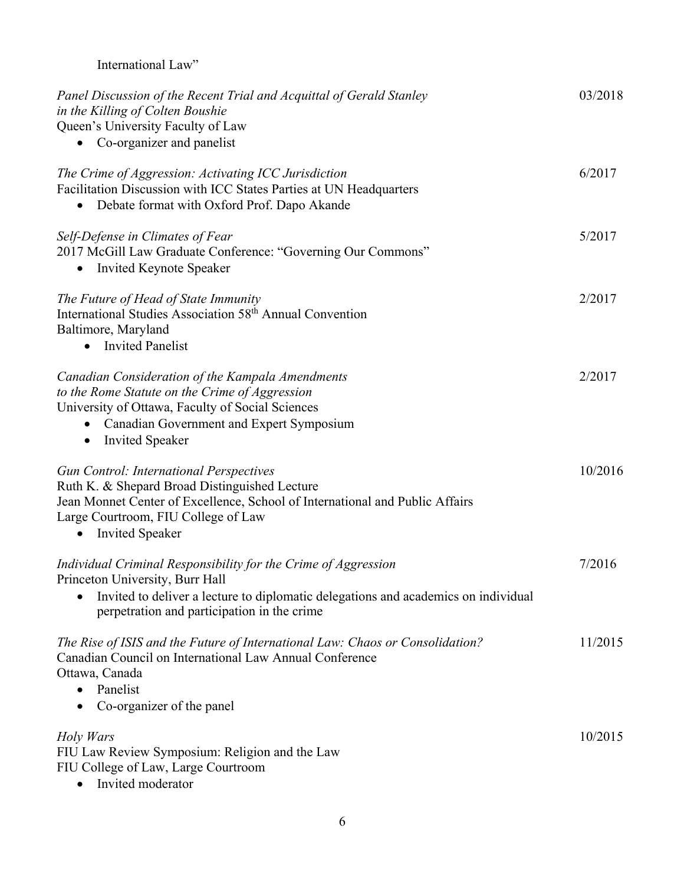International Law"

*Panel Discussion of the Recent Trial and Acquittal of Gerald Stanley in the Killing of Colten Boushie* — 03/2018
Queen's University Faculty of Law
- Co-organizer and panelist

*The Crime of Aggression: Activating ICC Jurisdiction* — 6/2017
Facilitation Discussion with ICC States Parties at UN Headquarters
- Debate format with Oxford Prof. Dapo Akande

*Self-Defense in Climates of Fear* — 5/2017
2017 McGill Law Graduate Conference: "Governing Our Commons"
- Invited Keynote Speaker

*The Future of Head of State Immunity* — 2/2017
International Studies Association 58th Annual Convention
Baltimore, Maryland
- Invited Panelist

*Canadian Consideration of the Kampala Amendments to the Rome Statute on the Crime of Aggression* — 2/2017
University of Ottawa, Faculty of Social Sciences
- Canadian Government and Expert Symposium
- Invited Speaker

*Gun Control: International Perspectives* — 10/2016
Ruth K. & Shepard Broad Distinguished Lecture
Jean Monnet Center of Excellence, School of International and Public Affairs
Large Courtroom, FIU College of Law
- Invited Speaker

*Individual Criminal Responsibility for the Crime of Aggression* — 7/2016
Princeton University, Burr Hall
- Invited to deliver a lecture to diplomatic delegations and academics on individual perpetration and participation in the crime

*The Rise of ISIS and the Future of International Law: Chaos or Consolidation?* — 11/2015
Canadian Council on International Law Annual Conference
Ottawa, Canada
- Panelist
- Co-organizer of the panel

*Holy Wars* — 10/2015
FIU Law Review Symposium: Religion and the Law
FIU College of Law, Large Courtroom
- Invited moderator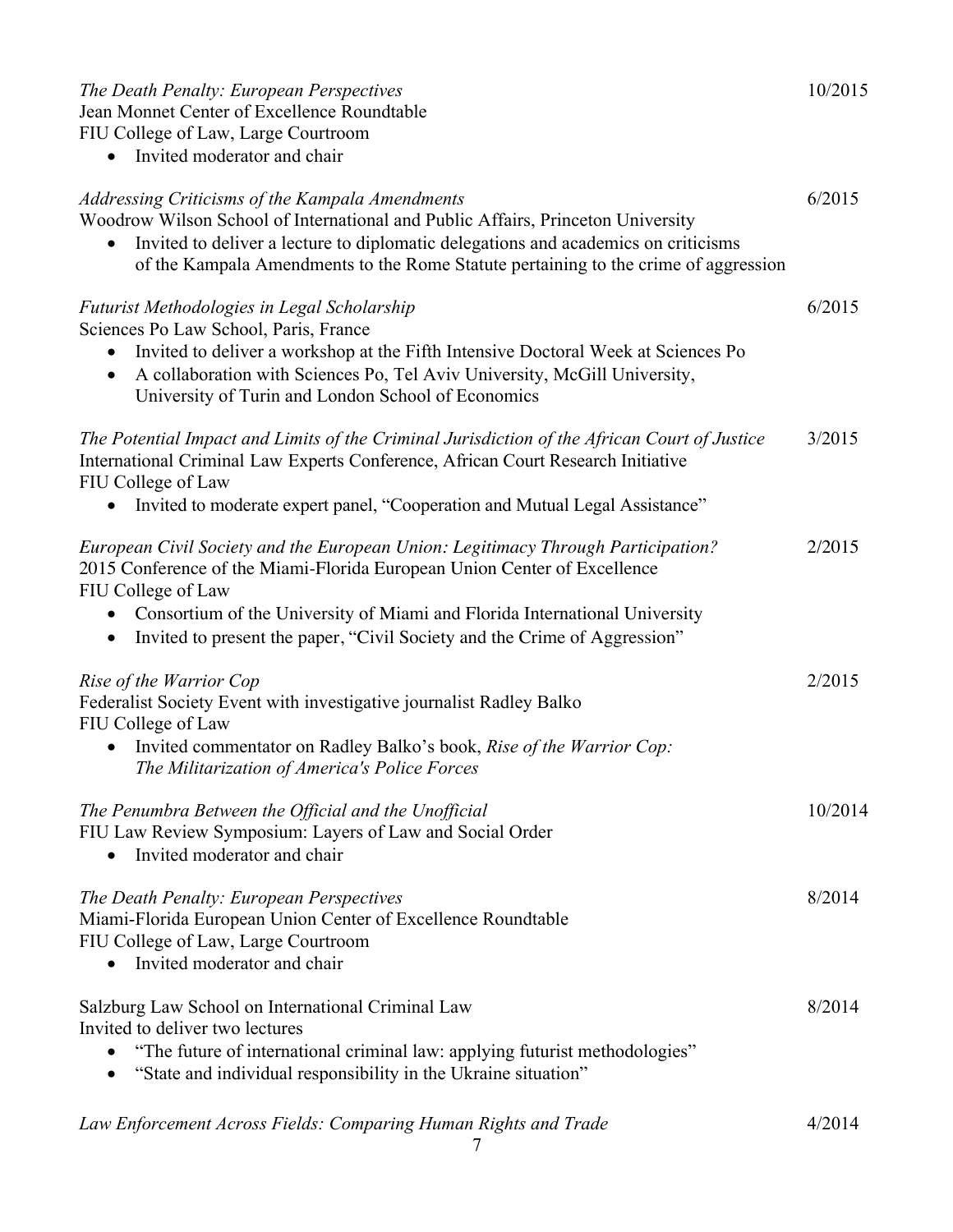*The Death Penalty: European Perspectives* 10/2015
Jean Monnet Center of Excellence Roundtable
FIU College of Law, Large Courtroom

- Invited moderator and chair

*Addressing Criticisms of the Kampala Amendments* 6/2015
Woodrow Wilson School of International and Public Affairs, Princeton University

- Invited to deliver a lecture to diplomatic delegations and academics on criticisms of the Kampala Amendments to the Rome Statute pertaining to the crime of aggression

*Futurist Methodologies in Legal Scholarship* 6/2015
Sciences Po Law School, Paris, France

- Invited to deliver a workshop at the Fifth Intensive Doctoral Week at Sciences Po
- A collaboration with Sciences Po, Tel Aviv University, McGill University, University of Turin and London School of Economics

*The Potential Impact and Limits of the Criminal Jurisdiction of the African Court of Justice* 3/2015
International Criminal Law Experts Conference, African Court Research Initiative
FIU College of Law

- Invited to moderate expert panel, "Cooperation and Mutual Legal Assistance"

*European Civil Society and the European Union: Legitimacy Through Participation?* 2/2015
2015 Conference of the Miami-Florida European Union Center of Excellence
FIU College of Law

- Consortium of the University of Miami and Florida International University
- Invited to present the paper, "Civil Society and the Crime of Aggression"

*Rise of the Warrior Cop* 2/2015
Federalist Society Event with investigative journalist Radley Balko
FIU College of Law

- Invited commentator on Radley Balko's book, *Rise of the Warrior Cop: The Militarization of America's Police Forces*

*The Penumbra Between the Official and the Unofficial* 10/2014
FIU Law Review Symposium: Layers of Law and Social Order

- Invited moderator and chair

*The Death Penalty: European Perspectives* 8/2014
Miami-Florida European Union Center of Excellence Roundtable
FIU College of Law, Large Courtroom

- Invited moderator and chair

Salzburg Law School on International Criminal Law 8/2014
Invited to deliver two lectures

- "The future of international criminal law: applying futurist methodologies"
- "State and individual responsibility in the Ukraine situation"

*Law Enforcement Across Fields: Comparing Human Rights and Trade* 4/2014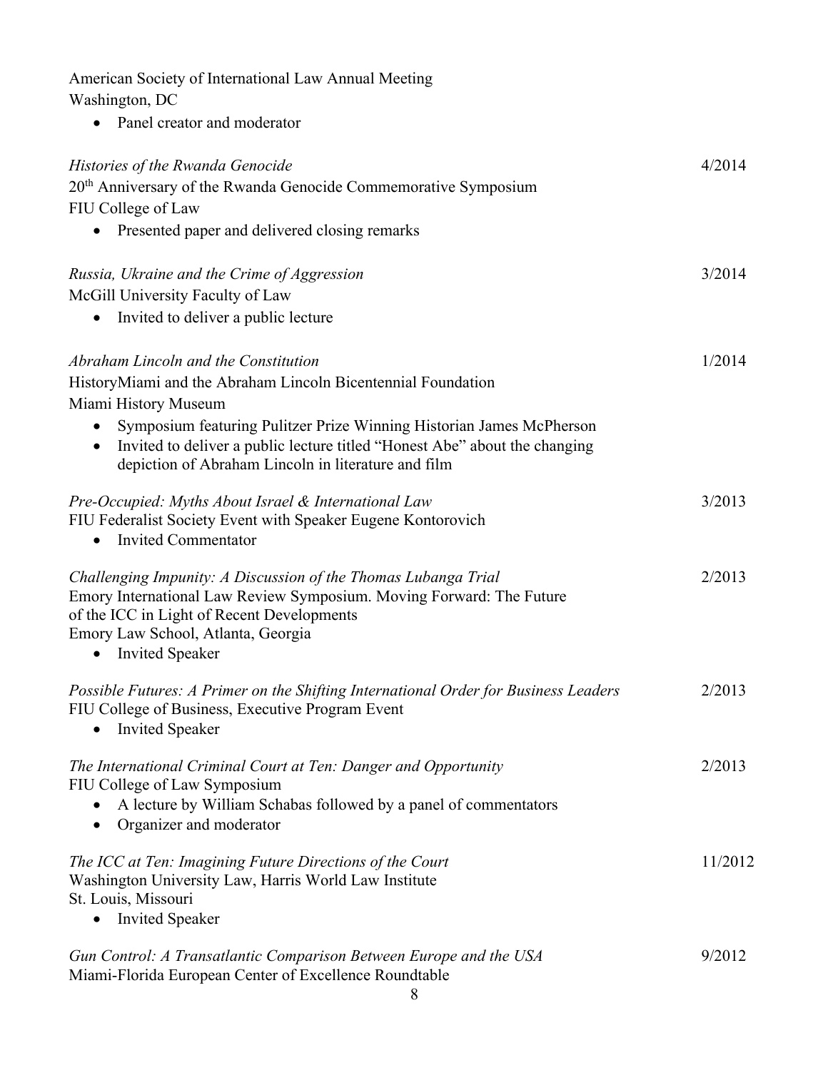American Society of International Law Annual Meeting
Washington, DC

- Panel creator and moderator

*Histories of the Rwanda Genocide* 4/2014
20th Anniversary of the Rwanda Genocide Commemorative Symposium
FIU College of Law

- Presented paper and delivered closing remarks

*Russia, Ukraine and the Crime of Aggression* 3/2014
McGill University Faculty of Law

- Invited to deliver a public lecture

*Abraham Lincoln and the Constitution* 1/2014
HistoryMiami and the Abraham Lincoln Bicentennial Foundation
Miami History Museum

- Symposium featuring Pulitzer Prize Winning Historian James McPherson
- Invited to deliver a public lecture titled "Honest Abe" about the changing depiction of Abraham Lincoln in literature and film

*Pre-Occupied: Myths About Israel & International Law* 3/2013
FIU Federalist Society Event with Speaker Eugene Kontorovich

- Invited Commentator

*Challenging Impunity: A Discussion of the Thomas Lubanga Trial* 2/2013
Emory International Law Review Symposium. Moving Forward: The Future of the ICC in Light of Recent Developments
Emory Law School, Atlanta, Georgia

- Invited Speaker

*Possible Futures: A Primer on the Shifting International Order for Business Leaders* 2/2013
FIU College of Business, Executive Program Event

- Invited Speaker

*The International Criminal Court at Ten: Danger and Opportunity* 2/2013
FIU College of Law Symposium

- A lecture by William Schabas followed by a panel of commentators
- Organizer and moderator

*The ICC at Ten: Imagining Future Directions of the Court* 11/2012
Washington University Law, Harris World Law Institute
St. Louis, Missouri

- Invited Speaker

*Gun Control: A Transatlantic Comparison Between Europe and the USA* 9/2012
Miami-Florida European Center of Excellence Roundtable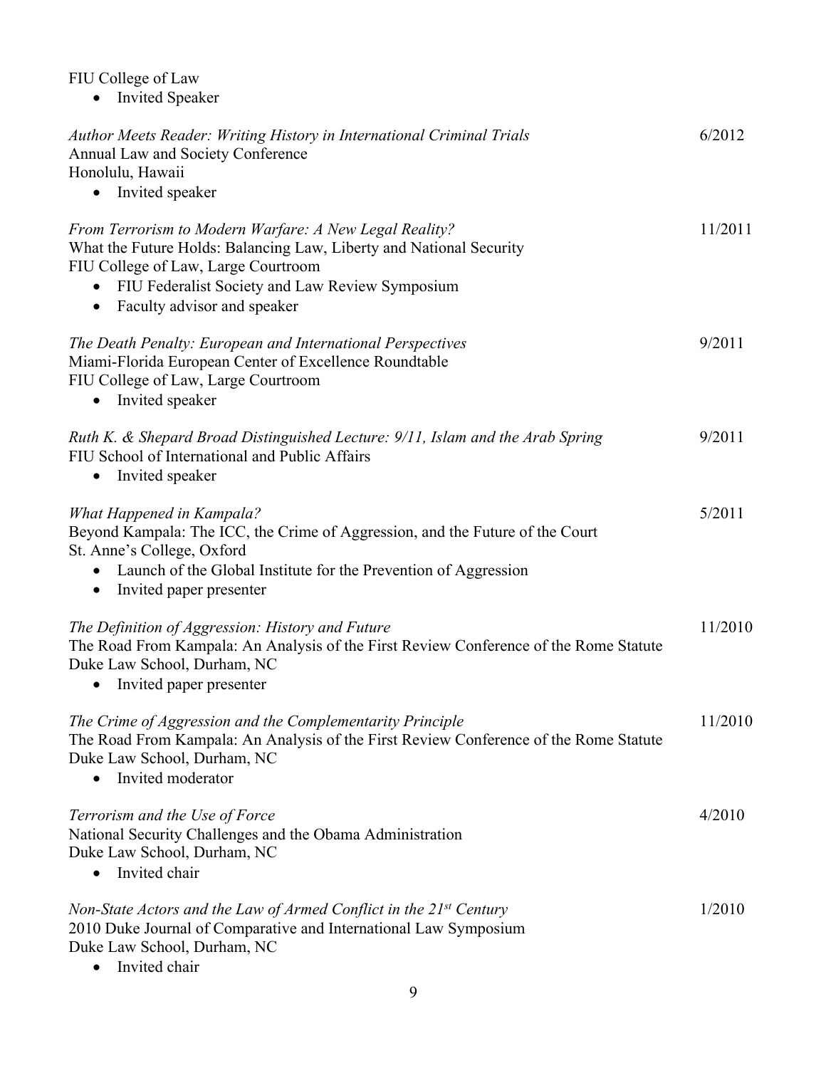FIU College of Law
- Invited Speaker

*Author Meets Reader: Writing History in International Criminal Trials* 6/2012
Annual Law and Society Conference
Honolulu, Hawaii
- Invited speaker

*From Terrorism to Modern Warfare: A New Legal Reality?* 11/2011
What the Future Holds: Balancing Law, Liberty and National Security
FIU College of Law, Large Courtroom
- FIU Federalist Society and Law Review Symposium
- Faculty advisor and speaker

*The Death Penalty: European and International Perspectives* 9/2011
Miami-Florida European Center of Excellence Roundtable
FIU College of Law, Large Courtroom
- Invited speaker

*Ruth K. & Shepard Broad Distinguished Lecture: 9/11, Islam and the Arab Spring* 9/2011
FIU School of International and Public Affairs
- Invited speaker

*What Happened in Kampala?* 5/2011
Beyond Kampala: The ICC, the Crime of Aggression, and the Future of the Court
St. Anne's College, Oxford
- Launch of the Global Institute for the Prevention of Aggression
- Invited paper presenter

*The Definition of Aggression: History and Future* 11/2010
The Road From Kampala: An Analysis of the First Review Conference of the Rome Statute
Duke Law School, Durham, NC
- Invited paper presenter

*The Crime of Aggression and the Complementarity Principle* 11/2010
The Road From Kampala: An Analysis of the First Review Conference of the Rome Statute
Duke Law School, Durham, NC
- Invited moderator

*Terrorism and the Use of Force* 4/2010
National Security Challenges and the Obama Administration
Duke Law School, Durham, NC
- Invited chair

*Non-State Actors and the Law of Armed Conflict in the 21st Century* 1/2010
2010 Duke Journal of Comparative and International Law Symposium
Duke Law School, Durham, NC
- Invited chair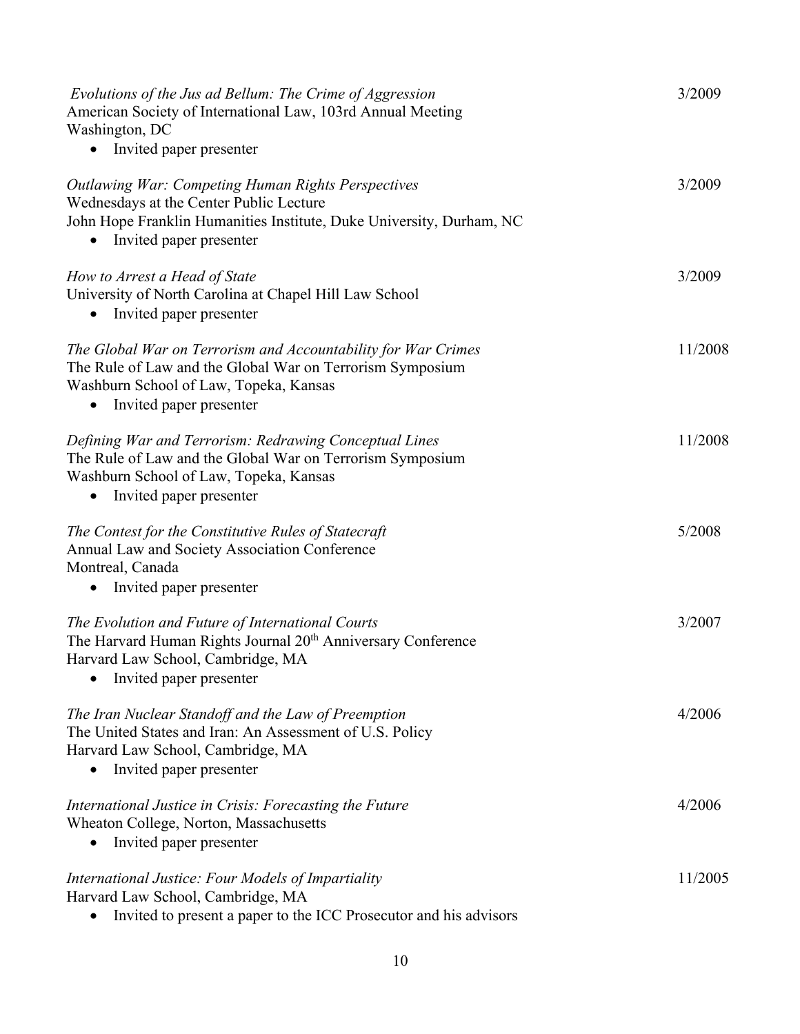*Evolutions of the Jus ad Bellum: The Crime of Aggression* 3/2009
American Society of International Law, 103rd Annual Meeting
Washington, DC

- Invited paper presenter

*Outlawing War: Competing Human Rights Perspectives* 3/2009
Wednesdays at the Center Public Lecture
John Hope Franklin Humanities Institute, Duke University, Durham, NC

- Invited paper presenter

*How to Arrest a Head of State* 3/2009
University of North Carolina at Chapel Hill Law School

- Invited paper presenter

*The Global War on Terrorism and Accountability for War Crimes* 11/2008
The Rule of Law and the Global War on Terrorism Symposium
Washburn School of Law, Topeka, Kansas

- Invited paper presenter

*Defining War and Terrorism: Redrawing Conceptual Lines* 11/2008
The Rule of Law and the Global War on Terrorism Symposium
Washburn School of Law, Topeka, Kansas

- Invited paper presenter

*The Contest for the Constitutive Rules of Statecraft* 5/2008
Annual Law and Society Association Conference
Montreal, Canada

- Invited paper presenter

*The Evolution and Future of International Courts* 3/2007
The Harvard Human Rights Journal 20th Anniversary Conference
Harvard Law School, Cambridge, MA

- Invited paper presenter

*The Iran Nuclear Standoff and the Law of Preemption* 4/2006
The United States and Iran: An Assessment of U.S. Policy
Harvard Law School, Cambridge, MA

- Invited paper presenter

*International Justice in Crisis: Forecasting the Future* 4/2006
Wheaton College, Norton, Massachusetts

- Invited paper presenter

*International Justice: Four Models of Impartiality* 11/2005
Harvard Law School, Cambridge, MA

- Invited to present a paper to the ICC Prosecutor and his advisors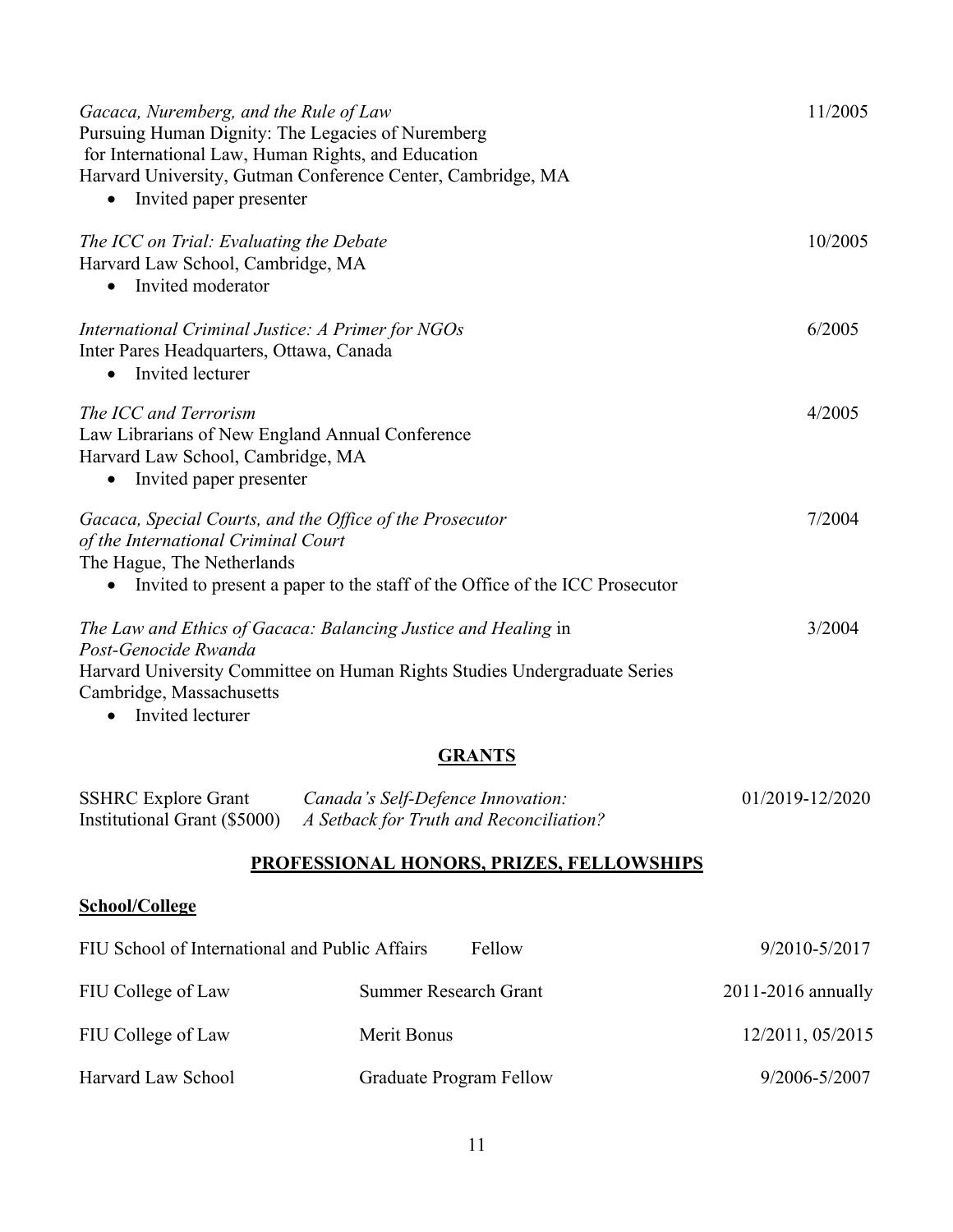*Gacaca, Nuremberg, and the Rule of Law* — 11/2005
Pursuing Human Dignity: The Legacies of Nuremberg
for International Law, Human Rights, and Education
Harvard University, Gutman Conference Center, Cambridge, MA

- Invited paper presenter

*The ICC on Trial: Evaluating the Debate* — 10/2005
Harvard Law School, Cambridge, MA

- Invited moderator

*International Criminal Justice: A Primer for NGOs* — 6/2005
Inter Pares Headquarters, Ottawa, Canada

- Invited lecturer

*The ICC and Terrorism* — 4/2005
Law Librarians of New England Annual Conference
Harvard Law School, Cambridge, MA

- Invited paper presenter

*Gacaca, Special Courts, and the Office of the Prosecutor of the International Criminal Court* — 7/2004
The Hague, The Netherlands

- Invited to present a paper to the staff of the Office of the ICC Prosecutor

*The Law and Ethics of Gacaca: Balancing Justice and Healing* in *Post-Genocide Rwanda* — 3/2004
Harvard University Committee on Human Rights Studies Undergraduate Series
Cambridge, Massachusetts

- Invited lecturer

## GRANTS

| | | |
|---|---|---|
| SSHRC Explore Grant Institutional Grant ($5000) | *Canada's Self-Defence Innovation: A Setback for Truth and Reconciliation?* | 01/2019-12/2020 |

## PROFESSIONAL HONORS, PRIZES, FELLOWSHIPS

### School/College

| | | |
|---|---|---|
| FIU School of International and Public Affairs | Fellow | 9/2010-5/2017 |
| FIU College of Law | Summer Research Grant | 2011-2016 annually |
| FIU College of Law | Merit Bonus | 12/2011, 05/2015 |
| Harvard Law School | Graduate Program Fellow | 9/2006-5/2007 |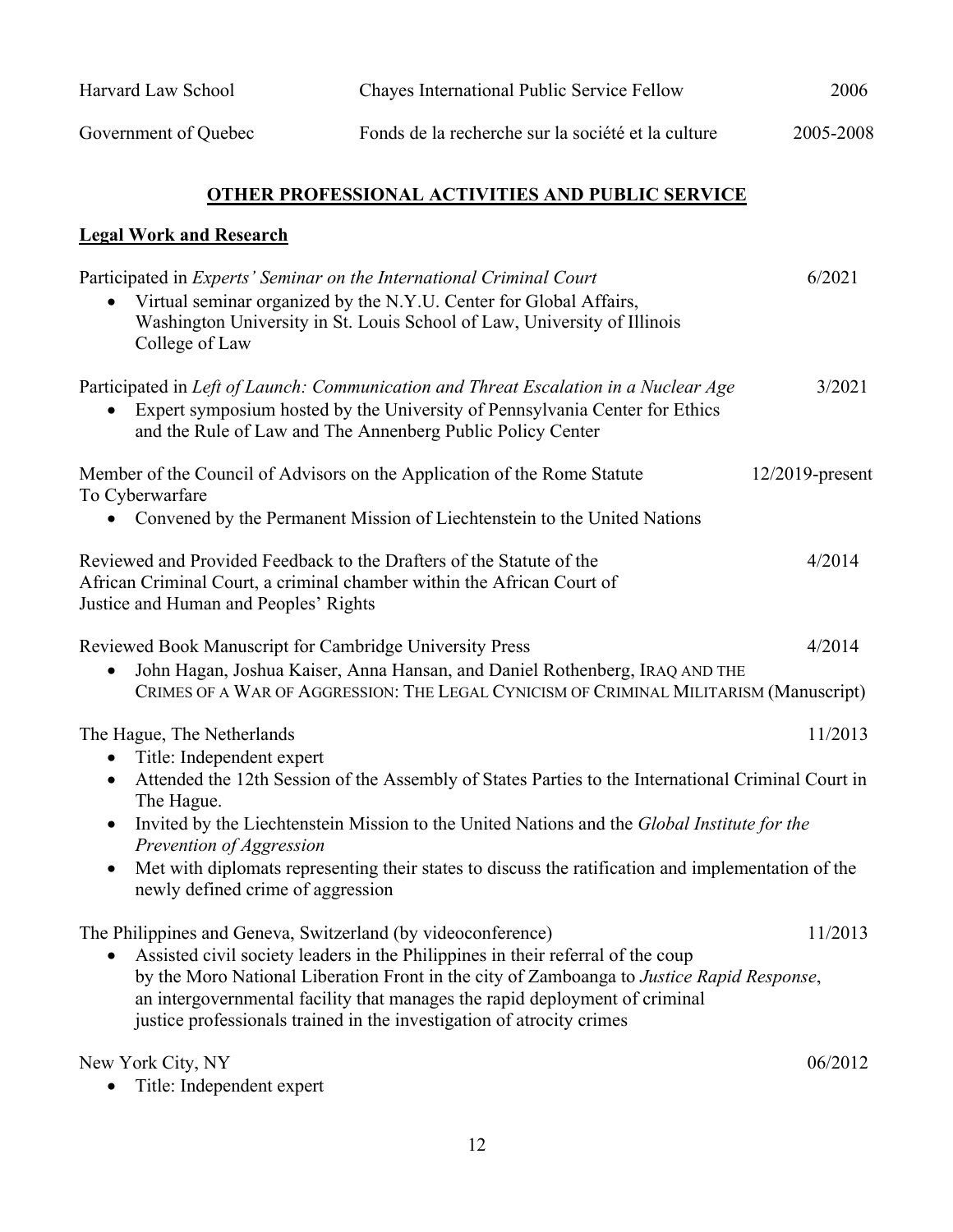| | | |
|---|---|---|
| Harvard Law School | Chayes International Public Service Fellow | 2006 |
| Government of Quebec | Fonds de la recherche sur la société et la culture | 2005-2008 |

## OTHER PROFESSIONAL ACTIVITIES AND PUBLIC SERVICE

### Legal Work and Research

Participated in *Experts' Seminar on the International Criminal Court* — 6/2021

- Virtual seminar organized by the N.Y.U. Center for Global Affairs, Washington University in St. Louis School of Law, University of Illinois College of Law

Participated in *Left of Launch: Communication and Threat Escalation in a Nuclear Age* — 3/2021

- Expert symposium hosted by the University of Pennsylvania Center for Ethics and the Rule of Law and The Annenberg Public Policy Center

Member of the Council of Advisors on the Application of the Rome Statute To Cyberwarfare — 12/2019-present

- Convened by the Permanent Mission of Liechtenstein to the United Nations

Reviewed and Provided Feedback to the Drafters of the Statute of the African Criminal Court, a criminal chamber within the African Court of Justice and Human and Peoples' Rights — 4/2014

Reviewed Book Manuscript for Cambridge University Press — 4/2014

- John Hagan, Joshua Kaiser, Anna Hansan, and Daniel Rothenberg, IRAQ AND THE CRIMES OF A WAR OF AGGRESSION: THE LEGAL CYNICISM OF CRIMINAL MILITARISM (Manuscript)

The Hague, The Netherlands — 11/2013

- Title: Independent expert
- Attended the 12th Session of the Assembly of States Parties to the International Criminal Court in The Hague.
- Invited by the Liechtenstein Mission to the United Nations and the *Global Institute for the Prevention of Aggression*
- Met with diplomats representing their states to discuss the ratification and implementation of the newly defined crime of aggression

The Philippines and Geneva, Switzerland (by videoconference) — 11/2013

- Assisted civil society leaders in the Philippines in their referral of the coup by the Moro National Liberation Front in the city of Zamboanga to *Justice Rapid Response*, an intergovernmental facility that manages the rapid deployment of criminal justice professionals trained in the investigation of atrocity crimes

New York City, NY — 06/2012

- Title: Independent expert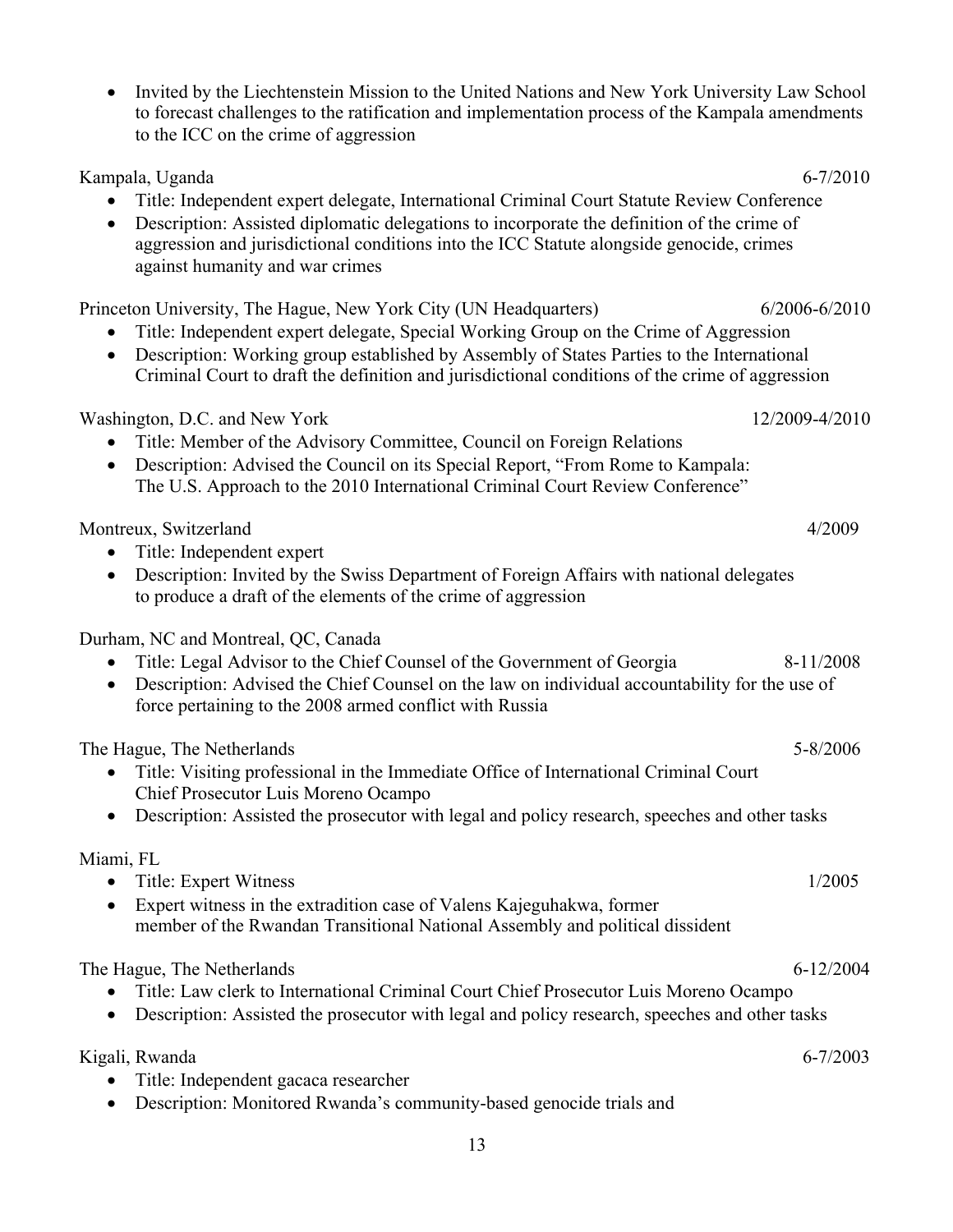- Invited by the Liechtenstein Mission to the United Nations and New York University Law School to forecast challenges to the ratification and implementation process of the Kampala amendments to the ICC on the crime of aggression

Kampala, Uganda 6-7/2010

- Title: Independent expert delegate, International Criminal Court Statute Review Conference
- Description: Assisted diplomatic delegations to incorporate the definition of the crime of aggression and jurisdictional conditions into the ICC Statute alongside genocide, crimes against humanity and war crimes

Princeton University, The Hague, New York City (UN Headquarters) 6/2006-6/2010

- Title: Independent expert delegate, Special Working Group on the Crime of Aggression
- Description: Working group established by Assembly of States Parties to the International Criminal Court to draft the definition and jurisdictional conditions of the crime of aggression

Washington, D.C. and New York 12/2009-4/2010

- Title: Member of the Advisory Committee, Council on Foreign Relations
- Description: Advised the Council on its Special Report, "From Rome to Kampala: The U.S. Approach to the 2010 International Criminal Court Review Conference"

Montreux, Switzerland 4/2009

- Title: Independent expert
- Description: Invited by the Swiss Department of Foreign Affairs with national delegates to produce a draft of the elements of the crime of aggression

Durham, NC and Montreal, QC, Canada

- Title: Legal Advisor to the Chief Counsel of the Government of Georgia 8-11/2008
- Description: Advised the Chief Counsel on the law on individual accountability for the use of force pertaining to the 2008 armed conflict with Russia

The Hague, The Netherlands 5-8/2006

- Title: Visiting professional in the Immediate Office of International Criminal Court Chief Prosecutor Luis Moreno Ocampo
- Description: Assisted the prosecutor with legal and policy research, speeches and other tasks

Miami, FL

- Title: Expert Witness 1/2005
- Expert witness in the extradition case of Valens Kajeguhakwa, former member of the Rwandan Transitional National Assembly and political dissident

The Hague, The Netherlands 6-12/2004

- Title: Law clerk to International Criminal Court Chief Prosecutor Luis Moreno Ocampo
- Description: Assisted the prosecutor with legal and policy research, speeches and other tasks

Kigali, Rwanda 6-7/2003

- Title: Independent gacaca researcher
- Description: Monitored Rwanda's community-based genocide trials and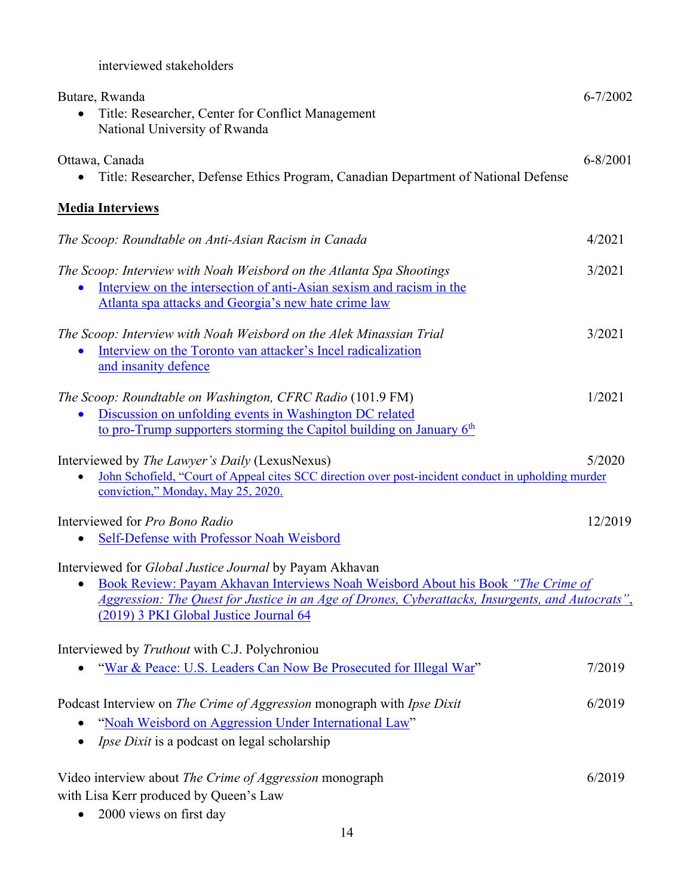interviewed stakeholders

Butare, Rwanda 6-7/2002

- Title: Researcher, Center for Conflict Management
  National University of Rwanda

Ottawa, Canada 6-8/2001

- Title: Researcher, Defense Ethics Program, Canadian Department of National Defense

**Media Interviews**

*The Scoop: Roundtable on Anti-Asian Racism in Canada* 4/2021

*The Scoop: Interview with Noah Weisbord on the Atlanta Spa Shootings* 3/2021

- Interview on the intersection of anti-Asian sexism and racism in the Atlanta spa attacks and Georgia's new hate crime law

*The Scoop: Interview with Noah Weisbord on the Alek Minassian Trial* 3/2021

- Interview on the Toronto van attacker's Incel radicalization and insanity defence

*The Scoop: Roundtable on Washington, CFRC Radio* (101.9 FM) 1/2021

- Discussion on unfolding events in Washington DC related to pro-Trump supporters storming the Capitol building on January 6th

Interviewed by *The Lawyer's Daily* (LexusNexus) 5/2020

- John Schofield, "Court of Appeal cites SCC direction over post-incident conduct in upholding murder conviction," Monday, May 25, 2020.

Interviewed for *Pro Bono Radio* 12/2019

- Self-Defense with Professor Noah Weisbord

Interviewed for *Global Justice Journal* by Payam Akhavan

- Book Review: Payam Akhavan Interviews Noah Weisbord About his Book *"The Crime of Aggression: The Quest for Justice in an Age of Drones, Cyberattacks, Insurgents, and Autocrats"*, (2019) 3 PKI Global Justice Journal 64

Interviewed by *Truthout* with C.J. Polychroniou

- "War & Peace: U.S. Leaders Can Now Be Prosecuted for Illegal War" 7/2019

Podcast Interview on *The Crime of Aggression* monograph with *Ipse Dixit* 6/2019

- "Noah Weisbord on Aggression Under International Law"
- *Ipse Dixit* is a podcast on legal scholarship

Video interview about *The Crime of Aggression* monograph with Lisa Kerr produced by Queen's Law 6/2019

- 2000 views on first day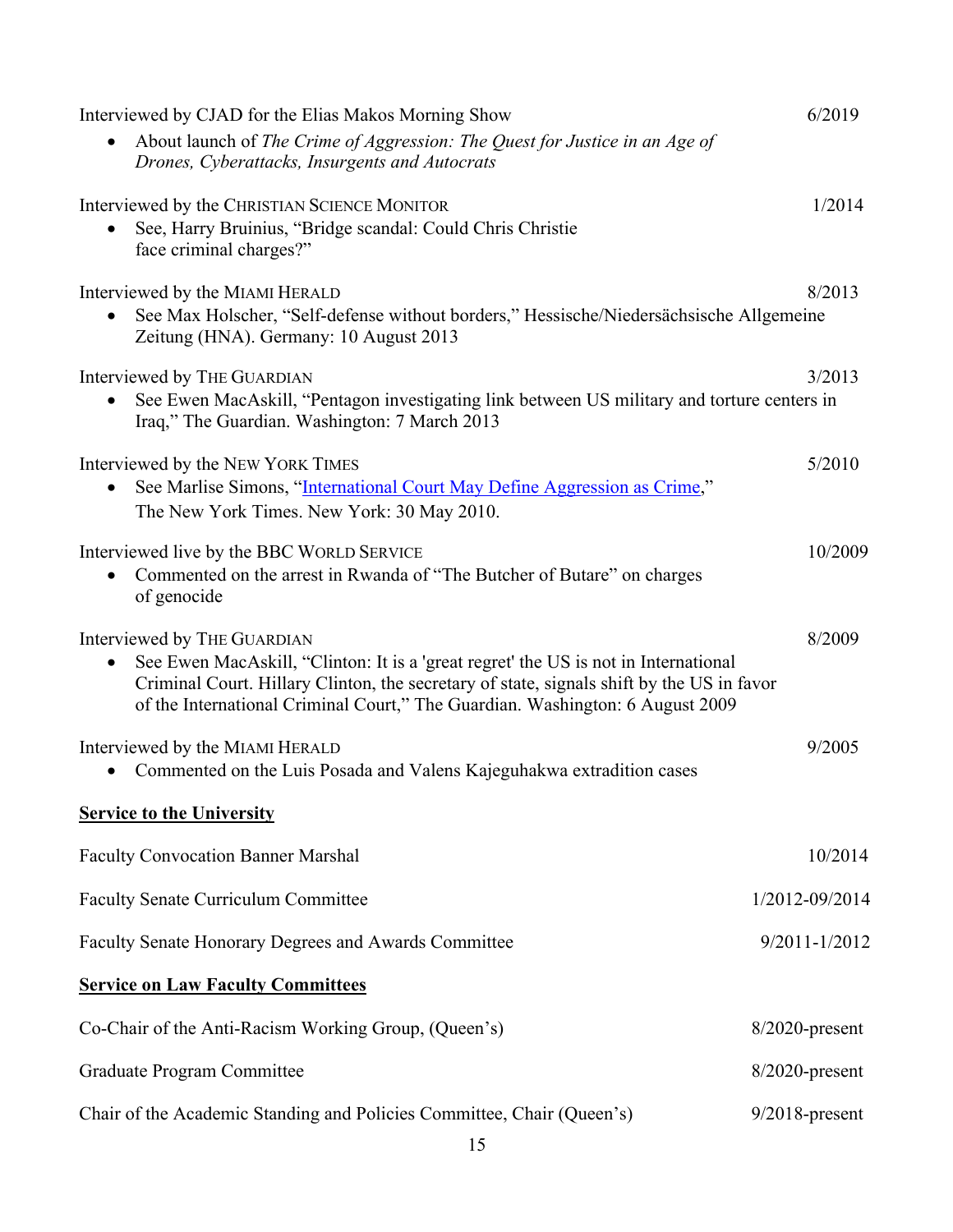Interviewed by CJAD for the Elias Makos Morning Show 6/2019

- About launch of *The Crime of Aggression: The Quest for Justice in an Age of Drones, Cyberattacks, Insurgents and Autocrats*

Interviewed by the CHRISTIAN SCIENCE MONITOR 1/2014

- See, Harry Bruinius, "Bridge scandal: Could Chris Christie face criminal charges?"

Interviewed by the MIAMI HERALD 8/2013

- See Max Holscher, "Self-defense without borders," Hessische/Niedersächsische Allgemeine Zeitung (HNA). Germany: 10 August 2013

Interviewed by THE GUARDIAN 3/2013

- See Ewen MacAskill, "Pentagon investigating link between US military and torture centers in Iraq," The Guardian. Washington: 7 March 2013

Interviewed by the NEW YORK TIMES 5/2010

- See Marlise Simons, "International Court May Define Aggression as Crime," The New York Times. New York: 30 May 2010.

Interviewed live by the BBC WORLD SERVICE 10/2009

- Commented on the arrest in Rwanda of "The Butcher of Butare" on charges of genocide

Interviewed by THE GUARDIAN 8/2009

- See Ewen MacAskill, "Clinton: It is a 'great regret' the US is not in International Criminal Court. Hillary Clinton, the secretary of state, signals shift by the US in favor of the International Criminal Court," The Guardian. Washington: 6 August 2009

Interviewed by the MIAMI HERALD 9/2005

- Commented on the Luis Posada and Valens Kajeguhakwa extradition cases

**Service to the University**

Faculty Convocation Banner Marshal 10/2014

Faculty Senate Curriculum Committee 1/2012-09/2014

Faculty Senate Honorary Degrees and Awards Committee 9/2011-1/2012

**Service on Law Faculty Committees**

Co-Chair of the Anti-Racism Working Group, (Queen's) 8/2020-present

Graduate Program Committee 8/2020-present

Chair of the Academic Standing and Policies Committee, Chair (Queen's) 9/2018-present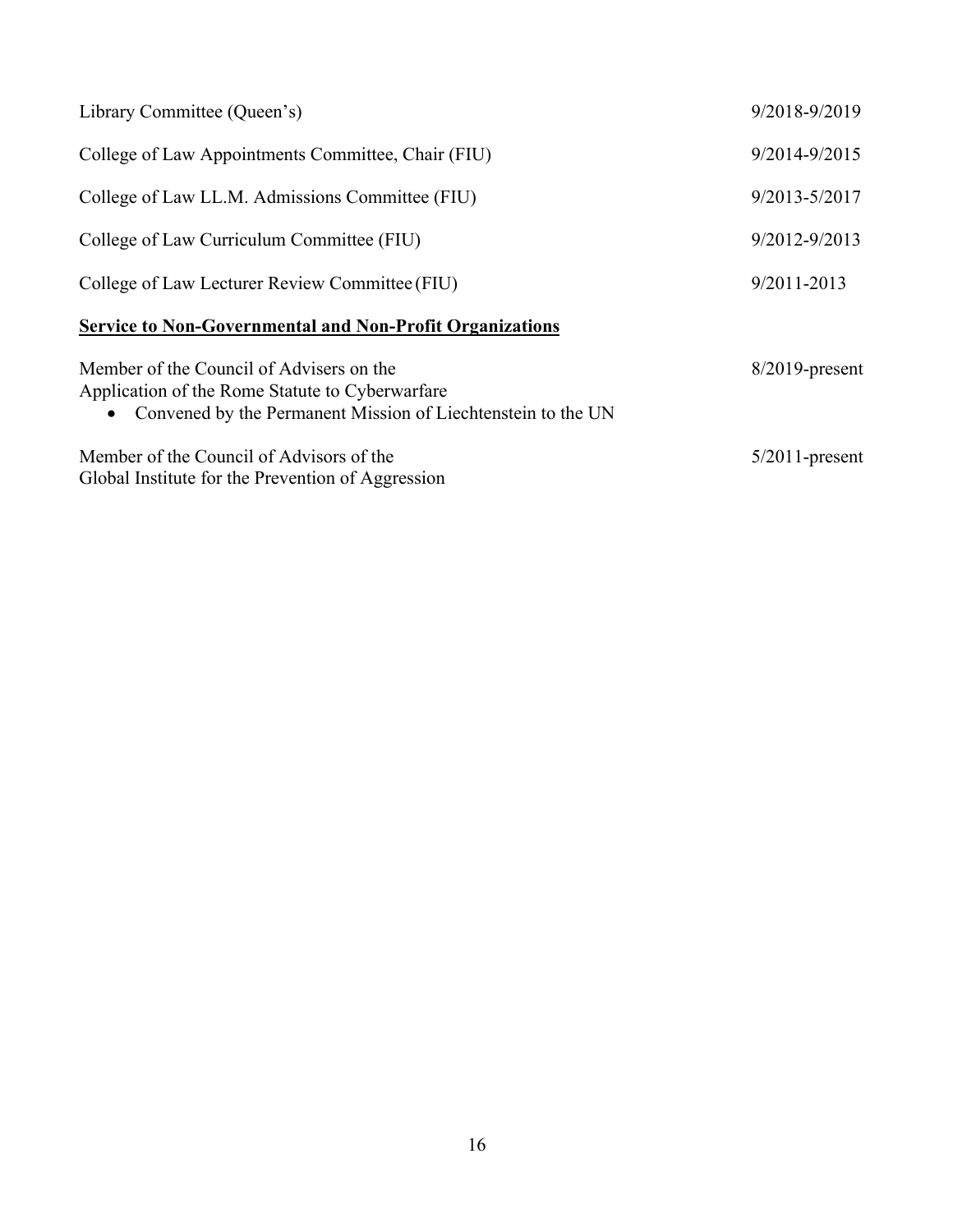| | |
|---|---|
| Library Committee (Queen's) | 9/2018-9/2019 |
| College of Law Appointments Committee, Chair (FIU) | 9/2014-9/2015 |
| College of Law LL.M. Admissions Committee (FIU) | 9/2013-5/2017 |
| College of Law Curriculum Committee (FIU) | 9/2012-9/2013 |
| College of Law Lecturer Review Committee (FIU) | 9/2011-2013 |

**Service to Non-Governmental and Non-Profit Organizations**

| | |
|---|---|
| Member of the Council of Advisers on the Application of the Rome Statute to Cyberwarfare<br>• Convened by the Permanent Mission of Liechtenstein to the UN | 8/2019-present |
| Member of the Council of Advisors of the Global Institute for the Prevention of Aggression | 5/2011-present |